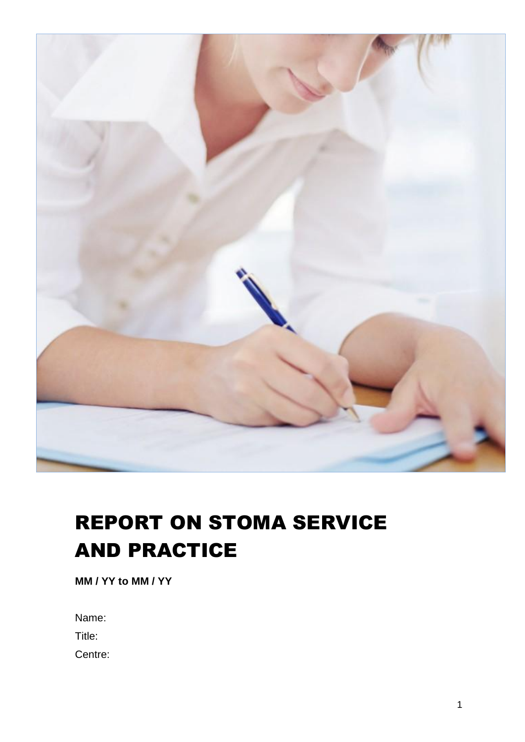# REPORT ON STOMA SERVICE AND PRACTICE

**MM / YY to MM / YY**

Name:

Title:

Centre: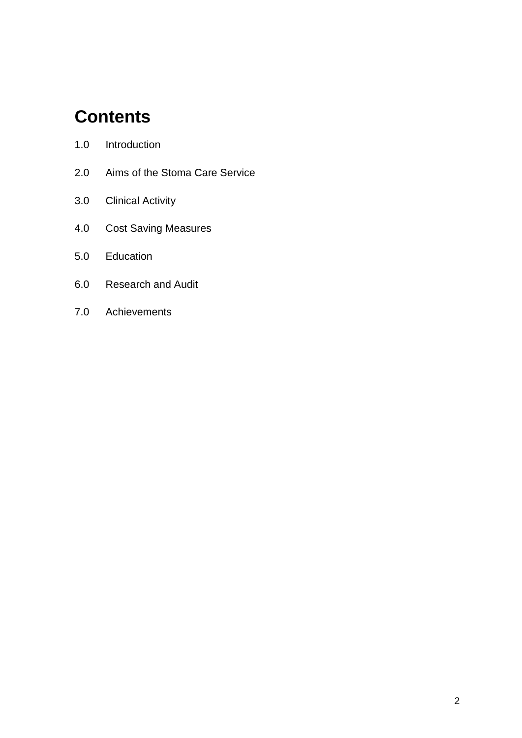# Contents

1.0 Introduction

2.0 Aims of the Stoma Care Service

3.0 Clinical Activity

4.0 Cost Saving Measures

5.0 Education

6.0 Research and Audit

7.0 Achievements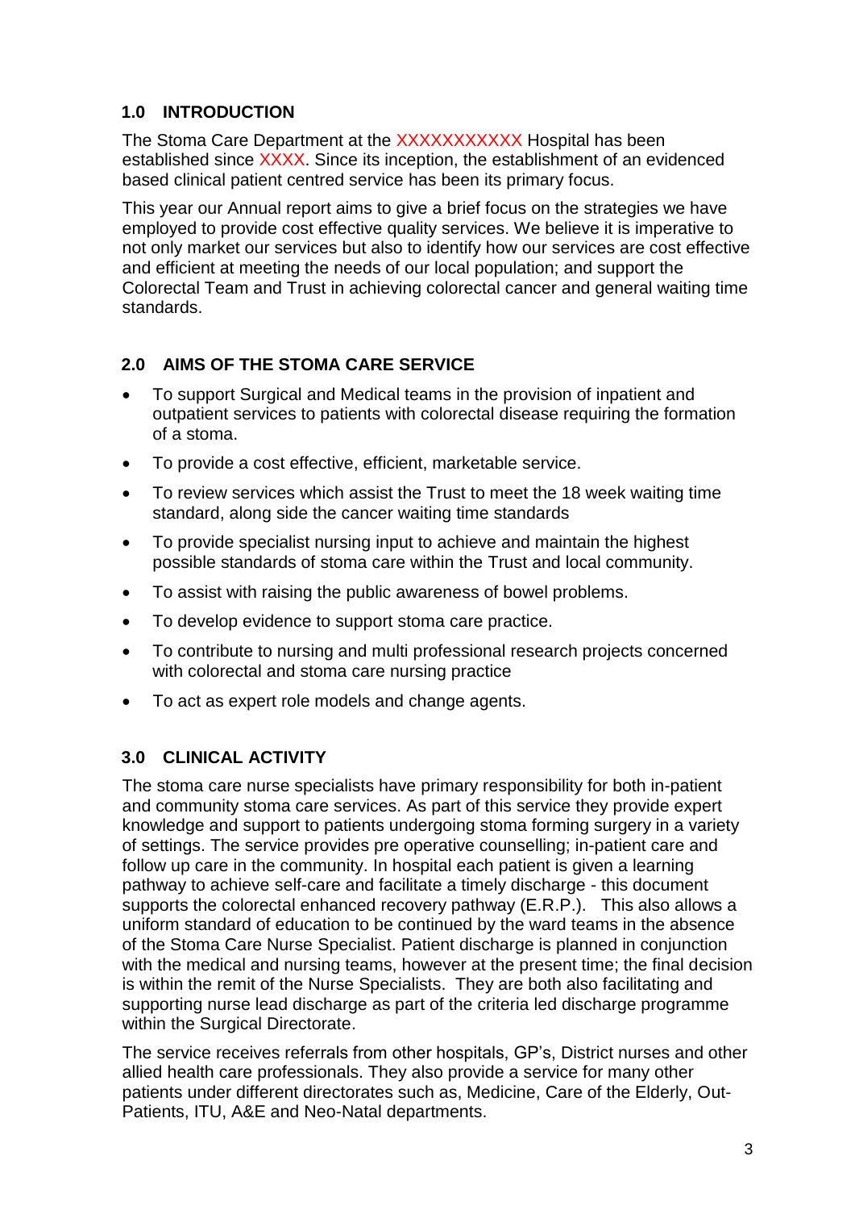## 1.0 INTRODUCTION

The Stoma Care Department at the XXXXXXXXXXX Hospital has been established since XXXX. Since its inception, the establishment of an evidenced based clinical patient centred service has been its primary focus.

This year our Annual report aims to give a brief focus on the strategies we have employed to provide cost effective quality services. We believe it is imperative to not only market our services but also to identify how our services are cost effective and efficient at meeting the needs of our local population; and support the Colorectal Team and Trust in achieving colorectal cancer and general waiting time standards.

## 2.0 AIMS OF THE STOMA CARE SERVICE

- To support Surgical and Medical teams in the provision of inpatient and outpatient services to patients with colorectal disease requiring the formation of a stoma.
- To provide a cost effective, efficient, marketable service.
- To review services which assist the Trust to meet the 18 week waiting time standard, along side the cancer waiting time standards
- To provide specialist nursing input to achieve and maintain the highest possible standards of stoma care within the Trust and local community.
- To assist with raising the public awareness of bowel problems.
- To develop evidence to support stoma care practice.
- To contribute to nursing and multi professional research projects concerned with colorectal and stoma care nursing practice
- To act as expert role models and change agents.

## 3.0 CLINICAL ACTIVITY

The stoma care nurse specialists have primary responsibility for both in-patient and community stoma care services. As part of this service they provide expert knowledge and support to patients undergoing stoma forming surgery in a variety of settings. The service provides pre operative counselling; in-patient care and follow up care in the community. In hospital each patient is given a learning pathway to achieve self-care and facilitate a timely discharge - this document supports the colorectal enhanced recovery pathway (E.R.P.). This also allows a uniform standard of education to be continued by the ward teams in the absence of the Stoma Care Nurse Specialist. Patient discharge is planned in conjunction with the medical and nursing teams, however at the present time; the final decision is within the remit of the Nurse Specialists. They are both also facilitating and supporting nurse lead discharge as part of the criteria led discharge programme within the Surgical Directorate.

The service receives referrals from other hospitals, GP's, District nurses and other allied health care professionals. They also provide a service for many other patients under different directorates such as, Medicine, Care of the Elderly, Out-Patients, ITU, A&E and Neo-Natal departments.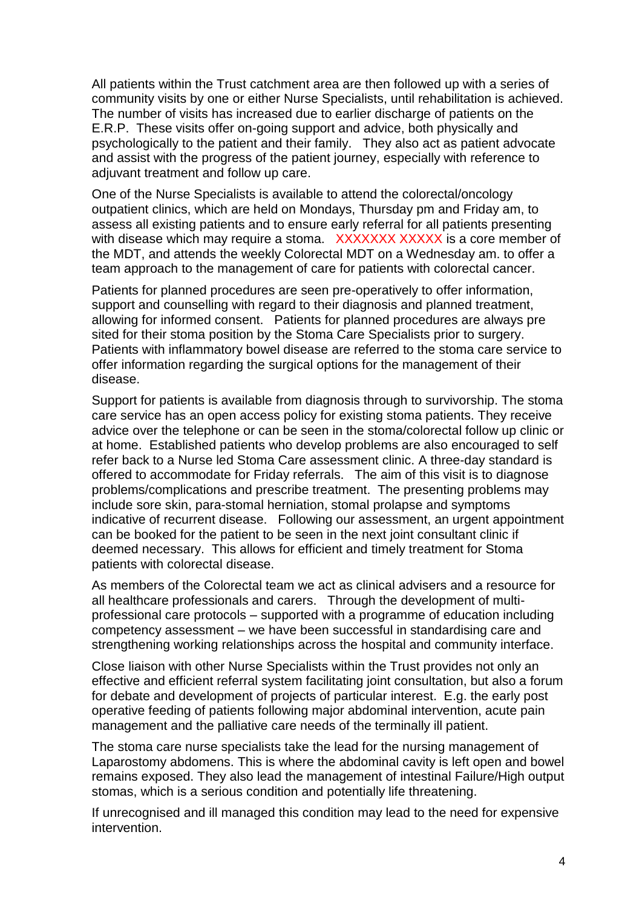All patients within the Trust catchment area are then followed up with a series of community visits by one or either Nurse Specialists, until rehabilitation is achieved. The number of visits has increased due to earlier discharge of patients on the E.R.P. These visits offer on-going support and advice, both physically and psychologically to the patient and their family. They also act as patient advocate and assist with the progress of the patient journey, especially with reference to adjuvant treatment and follow up care.

One of the Nurse Specialists is available to attend the colorectal/oncology outpatient clinics, which are held on Mondays, Thursday pm and Friday am, to assess all existing patients and to ensure early referral for all patients presenting with disease which may require a stoma. XXXXXXX XXXXX is a core member of the MDT, and attends the weekly Colorectal MDT on a Wednesday am. to offer a team approach to the management of care for patients with colorectal cancer.

Patients for planned procedures are seen pre-operatively to offer information, support and counselling with regard to their diagnosis and planned treatment, allowing for informed consent. Patients for planned procedures are always pre sited for their stoma position by the Stoma Care Specialists prior to surgery. Patients with inflammatory bowel disease are referred to the stoma care service to offer information regarding the surgical options for the management of their disease.

Support for patients is available from diagnosis through to survivorship. The stoma care service has an open access policy for existing stoma patients. They receive advice over the telephone or can be seen in the stoma/colorectal follow up clinic or at home. Established patients who develop problems are also encouraged to self refer back to a Nurse led Stoma Care assessment clinic. A three-day standard is offered to accommodate for Friday referrals. The aim of this visit is to diagnose problems/complications and prescribe treatment. The presenting problems may include sore skin, para-stomal herniation, stomal prolapse and symptoms indicative of recurrent disease. Following our assessment, an urgent appointment can be booked for the patient to be seen in the next joint consultant clinic if deemed necessary. This allows for efficient and timely treatment for Stoma patients with colorectal disease.

As members of the Colorectal team we act as clinical advisers and a resource for all healthcare professionals and carers. Through the development of multi-professional care protocols – supported with a programme of education including competency assessment – we have been successful in standardising care and strengthening working relationships across the hospital and community interface.

Close liaison with other Nurse Specialists within the Trust provides not only an effective and efficient referral system facilitating joint consultation, but also a forum for debate and development of projects of particular interest. E.g. the early post operative feeding of patients following major abdominal intervention, acute pain management and the palliative care needs of the terminally ill patient.

The stoma care nurse specialists take the lead for the nursing management of Laparostomy abdomens. This is where the abdominal cavity is left open and bowel remains exposed. They also lead the management of intestinal Failure/High output stomas, which is a serious condition and potentially life threatening.

If unrecognised and ill managed this condition may lead to the need for expensive intervention.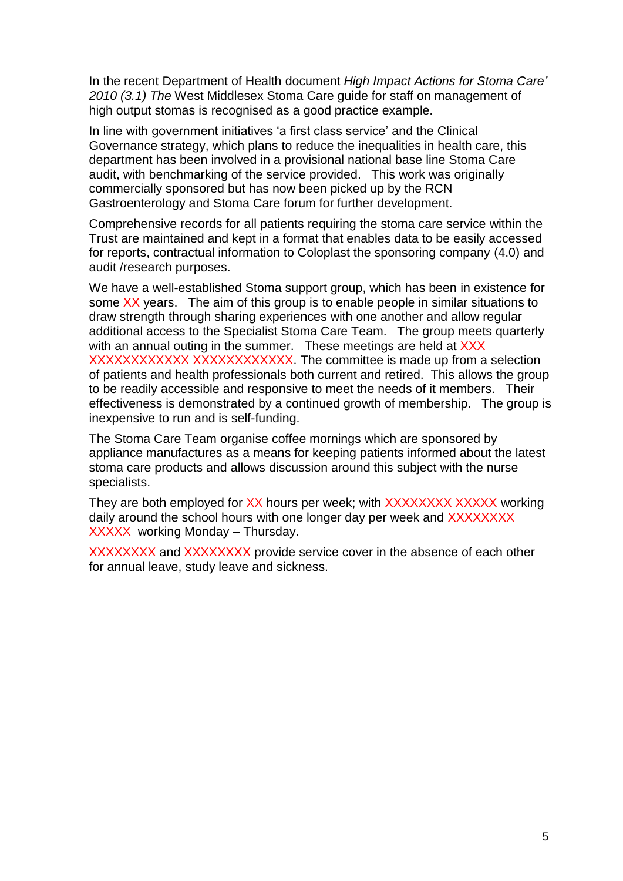In the recent Department of Health document *High Impact Actions for Stoma Care' 2010 (3.1) The* West Middlesex Stoma Care guide for staff on management of high output stomas is recognised as a good practice example.

In line with government initiatives 'a first class service' and the Clinical Governance strategy, which plans to reduce the inequalities in health care, this department has been involved in a provisional national base line Stoma Care audit, with benchmarking of the service provided. This work was originally commercially sponsored but has now been picked up by the RCN Gastroenterology and Stoma Care forum for further development.

Comprehensive records for all patients requiring the stoma care service within the Trust are maintained and kept in a format that enables data to be easily accessed for reports, contractual information to Coloplast the sponsoring company (4.0) and audit /research purposes.

We have a well-established Stoma support group, which has been in existence for some XX years. The aim of this group is to enable people in similar situations to draw strength through sharing experiences with one another and allow regular additional access to the Specialist Stoma Care Team. The group meets quarterly with an annual outing in the summer. These meetings are held at XXX XXXXXXXXXXXX XXXXXXXXXXXX. The committee is made up from a selection of patients and health professionals both current and retired. This allows the group to be readily accessible and responsive to meet the needs of it members. Their effectiveness is demonstrated by a continued growth of membership. The group is inexpensive to run and is self-funding.

The Stoma Care Team organise coffee mornings which are sponsored by appliance manufactures as a means for keeping patients informed about the latest stoma care products and allows discussion around this subject with the nurse specialists.

They are both employed for XX hours per week; with XXXXXXXX XXXXX working daily around the school hours with one longer day per week and XXXXXXXX XXXXX working Monday – Thursday.

XXXXXXXX and XXXXXXXX provide service cover in the absence of each other for annual leave, study leave and sickness.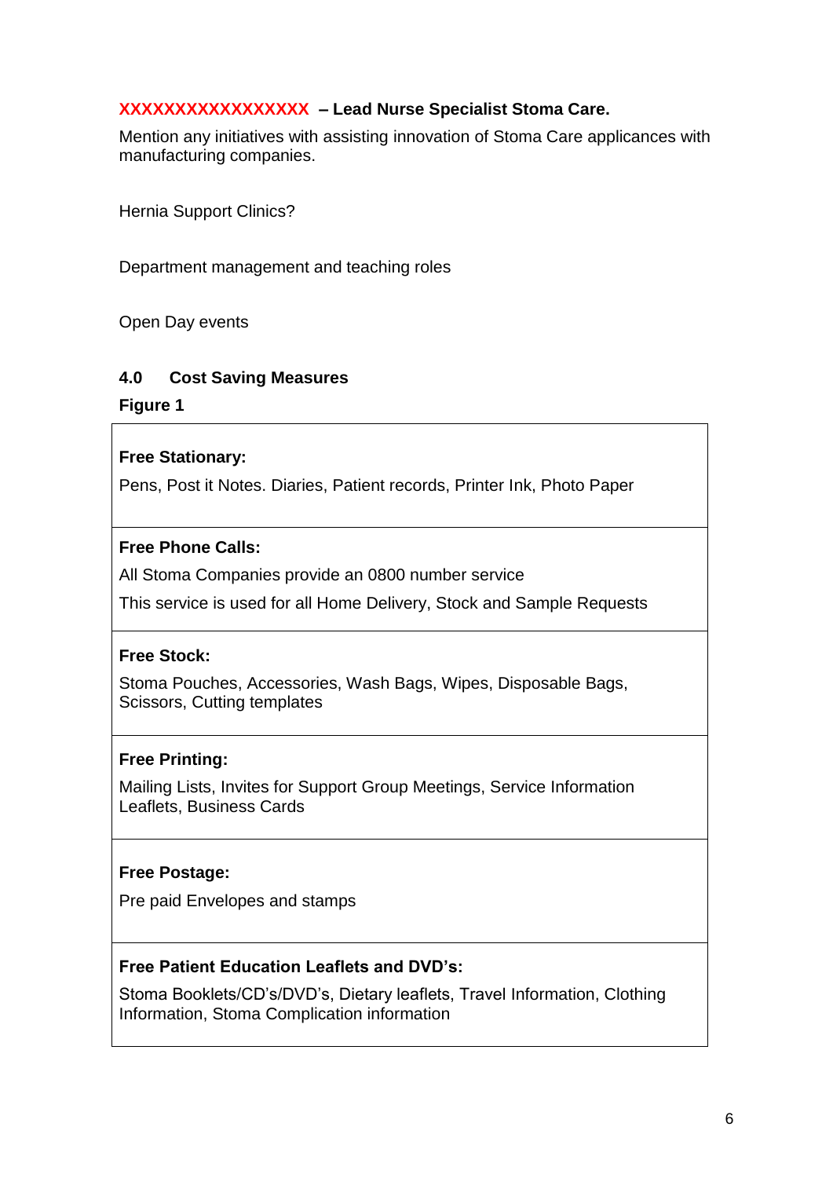**XXXXXXXXXXXXXXXXX – Lead Nurse Specialist Stoma Care.**

Mention any initiatives with assisting innovation of Stoma Care applicances with manufacturing companies.

Hernia Support Clinics?

Department management and teaching roles

Open Day events

## 4.0 Cost Saving Measures

**Figure 1**

| |
|---|
| **Free Stationary:**<br>Pens, Post it Notes. Diaries, Patient records, Printer Ink, Photo Paper |
| **Free Phone Calls:**<br>All Stoma Companies provide an 0800 number service<br>This service is used for all Home Delivery, Stock and Sample Requests |
| **Free Stock:**<br>Stoma Pouches, Accessories, Wash Bags, Wipes, Disposable Bags, Scissors, Cutting templates |
| **Free Printing:**<br>Mailing Lists, Invites for Support Group Meetings, Service Information Leaflets, Business Cards |
| **Free Postage:**<br>Pre paid Envelopes and stamps |
| **Free Patient Education Leaflets and DVD's:**<br>Stoma Booklets/CD's/DVD's, Dietary leaflets, Travel Information, Clothing Information, Stoma Complication information |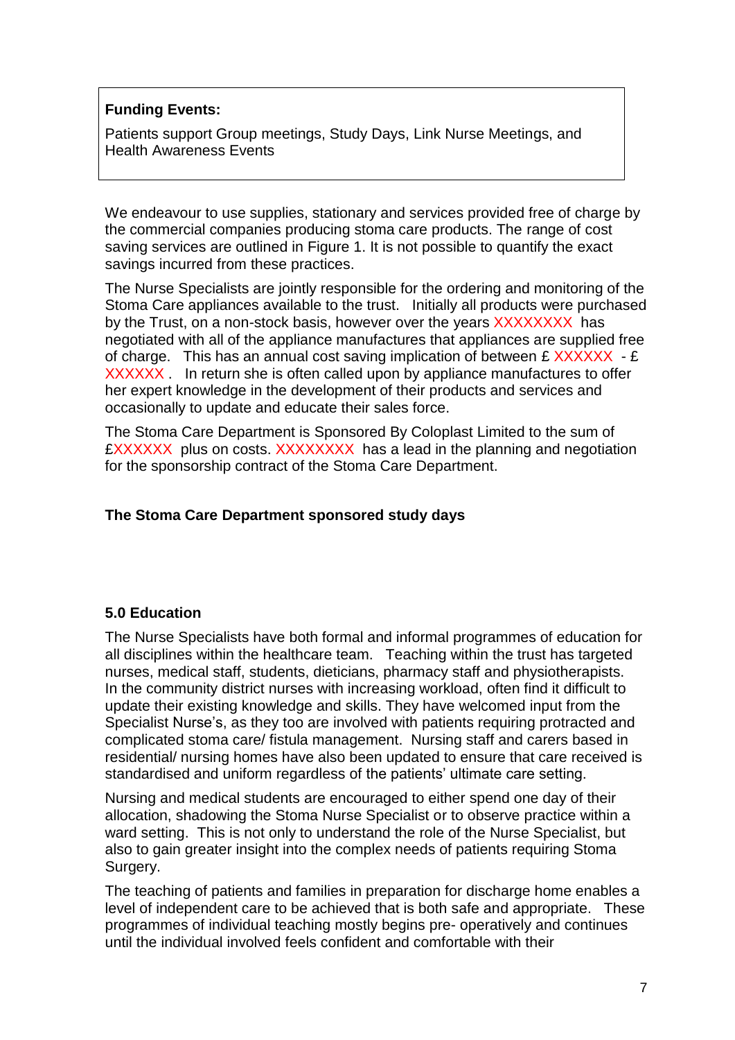**Funding Events:**

Patients support Group meetings, Study Days, Link Nurse Meetings, and Health Awareness Events

We endeavour to use supplies, stationary and services provided free of charge by the commercial companies producing stoma care products. The range of cost saving services are outlined in Figure 1. It is not possible to quantify the exact savings incurred from these practices.

The Nurse Specialists are jointly responsible for the ordering and monitoring of the Stoma Care appliances available to the trust. Initially all products were purchased by the Trust, on a non-stock basis, however over the years XXXXXXXX has negotiated with all of the appliance manufactures that appliances are supplied free of charge. This has an annual cost saving implication of between £ XXXXXX - £ XXXXXX . In return she is often called upon by appliance manufactures to offer her expert knowledge in the development of their products and services and occasionally to update and educate their sales force.

The Stoma Care Department is Sponsored By Coloplast Limited to the sum of £XXXXXX plus on costs. XXXXXXXX has a lead in the planning and negotiation for the sponsorship contract of the Stoma Care Department.

**The Stoma Care Department sponsored study days**

### 5.0 Education

The Nurse Specialists have both formal and informal programmes of education for all disciplines within the healthcare team. Teaching within the trust has targeted nurses, medical staff, students, dieticians, pharmacy staff and physiotherapists. In the community district nurses with increasing workload, often find it difficult to update their existing knowledge and skills. They have welcomed input from the Specialist Nurse's, as they too are involved with patients requiring protracted and complicated stoma care/ fistula management. Nursing staff and carers based in residential/ nursing homes have also been updated to ensure that care received is standardised and uniform regardless of the patients' ultimate care setting.

Nursing and medical students are encouraged to either spend one day of their allocation, shadowing the Stoma Nurse Specialist or to observe practice within a ward setting. This is not only to understand the role of the Nurse Specialist, but also to gain greater insight into the complex needs of patients requiring Stoma Surgery.

The teaching of patients and families in preparation for discharge home enables a level of independent care to be achieved that is both safe and appropriate. These programmes of individual teaching mostly begins pre- operatively and continues until the individual involved feels confident and comfortable with their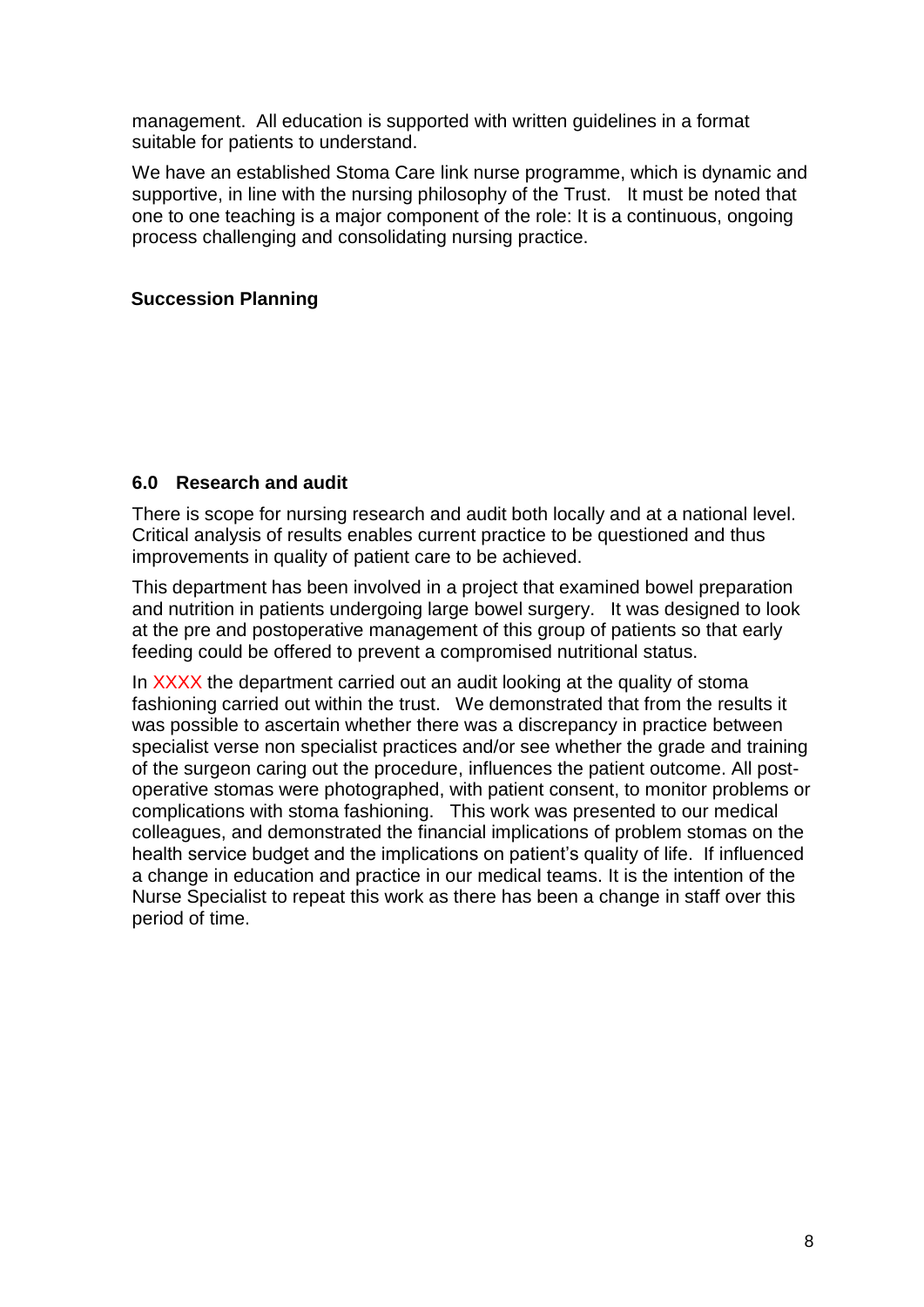management. All education is supported with written guidelines in a format suitable for patients to understand.

We have an established Stoma Care link nurse programme, which is dynamic and supportive, in line with the nursing philosophy of the Trust. It must be noted that one to one teaching is a major component of the role: It is a continuous, ongoing process challenging and consolidating nursing practice.

**Succession Planning**

## 6.0 Research and audit

There is scope for nursing research and audit both locally and at a national level. Critical analysis of results enables current practice to be questioned and thus improvements in quality of patient care to be achieved.

This department has been involved in a project that examined bowel preparation and nutrition in patients undergoing large bowel surgery. It was designed to look at the pre and postoperative management of this group of patients so that early feeding could be offered to prevent a compromised nutritional status.

In XXXX the department carried out an audit looking at the quality of stoma fashioning carried out within the trust. We demonstrated that from the results it was possible to ascertain whether there was a discrepancy in practice between specialist verse non specialist practices and/or see whether the grade and training of the surgeon caring out the procedure, influences the patient outcome. All post-operative stomas were photographed, with patient consent, to monitor problems or complications with stoma fashioning. This work was presented to our medical colleagues, and demonstrated the financial implications of problem stomas on the health service budget and the implications on patient's quality of life. If influenced a change in education and practice in our medical teams. It is the intention of the Nurse Specialist to repeat this work as there has been a change in staff over this period of time.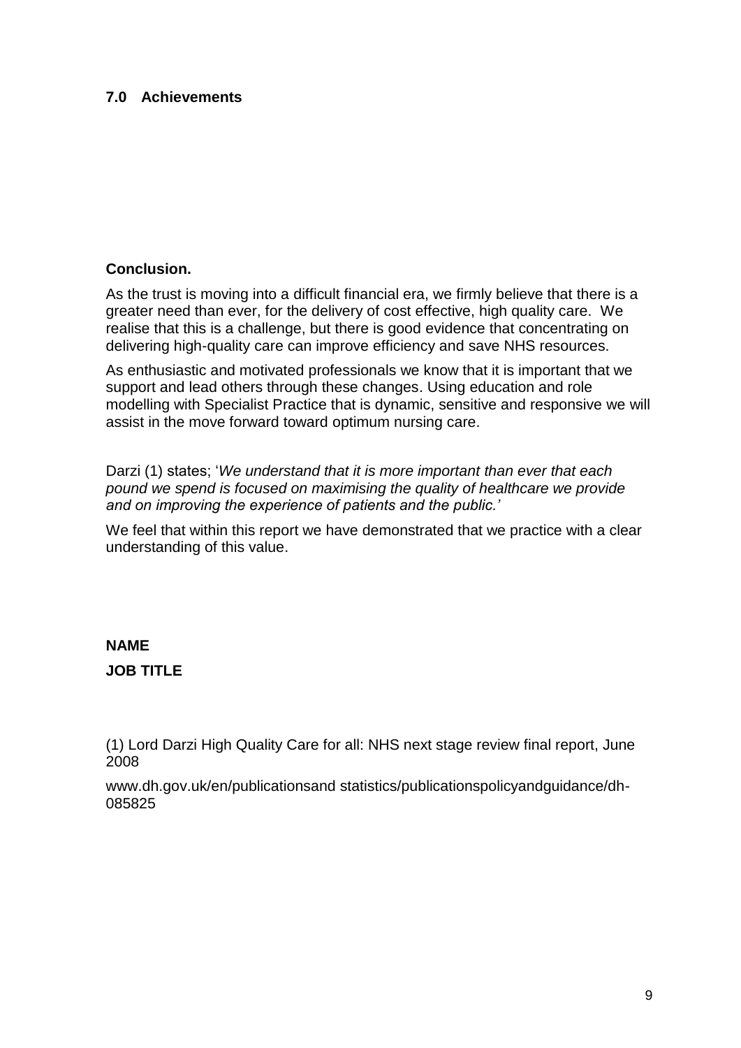## 7.0 Achievements

**Conclusion.**

As the trust is moving into a difficult financial era, we firmly believe that there is a greater need than ever, for the delivery of cost effective, high quality care. We realise that this is a challenge, but there is good evidence that concentrating on delivering high-quality care can improve efficiency and save NHS resources.

As enthusiastic and motivated professionals we know that it is important that we support and lead others through these changes. Using education and role modelling with Specialist Practice that is dynamic, sensitive and responsive we will assist in the move forward toward optimum nursing care.

Darzi (1) states; '*We understand that it is more important than ever that each pound we spend is focused on maximising the quality of healthcare we provide and on improving the experience of patients and the public.'*

We feel that within this report we have demonstrated that we practice with a clear understanding of this value.

**NAME**

**JOB TITLE**

(1) Lord Darzi High Quality Care for all: NHS next stage review final report, June 2008

www.dh.gov.uk/en/publicationsand statistics/publicationspolicyandguidance/dh-085825